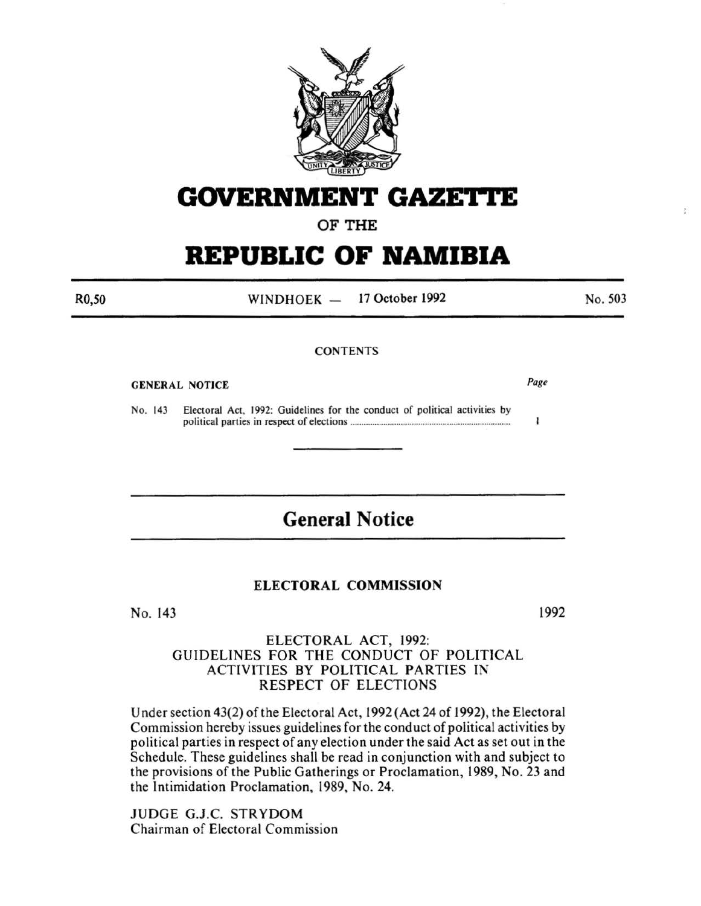# GOVERNMENT GAZETTE

## OF THE

# REPUBLIC OF NAMIBIA

R0,50 WINDHOEK — 17 October 1992 No. 503

CONTENTS

| GENERAL NOTICE | | Page |
|---|---|---|
| No. 143 | Electoral Act, 1992: Guidelines for the conduct of political activities by political parties in respect of elections | 1 |

## General Notice

### ELECTORAL COMMISSION

No. 143 1992

### ELECTORAL ACT, 1992: GUIDELINES FOR THE CONDUCT OF POLITICAL ACTIVITIES BY POLITICAL PARTIES IN RESPECT OF ELECTIONS

Under section 43(2) of the Electoral Act, 1992 (Act 24 of 1992), the Electoral Commission hereby issues guidelines for the conduct of political activities by political parties in respect of any election under the said Act as set out in the Schedule. These guidelines shall be read in conjunction with and subject to the provisions of the Public Gatherings or Proclamation, 1989, No. 23 and the Intimidation Proclamation, 1989, No. 24.

JUDGE G.J.C. STRYDOM
Chairman of Electoral Commission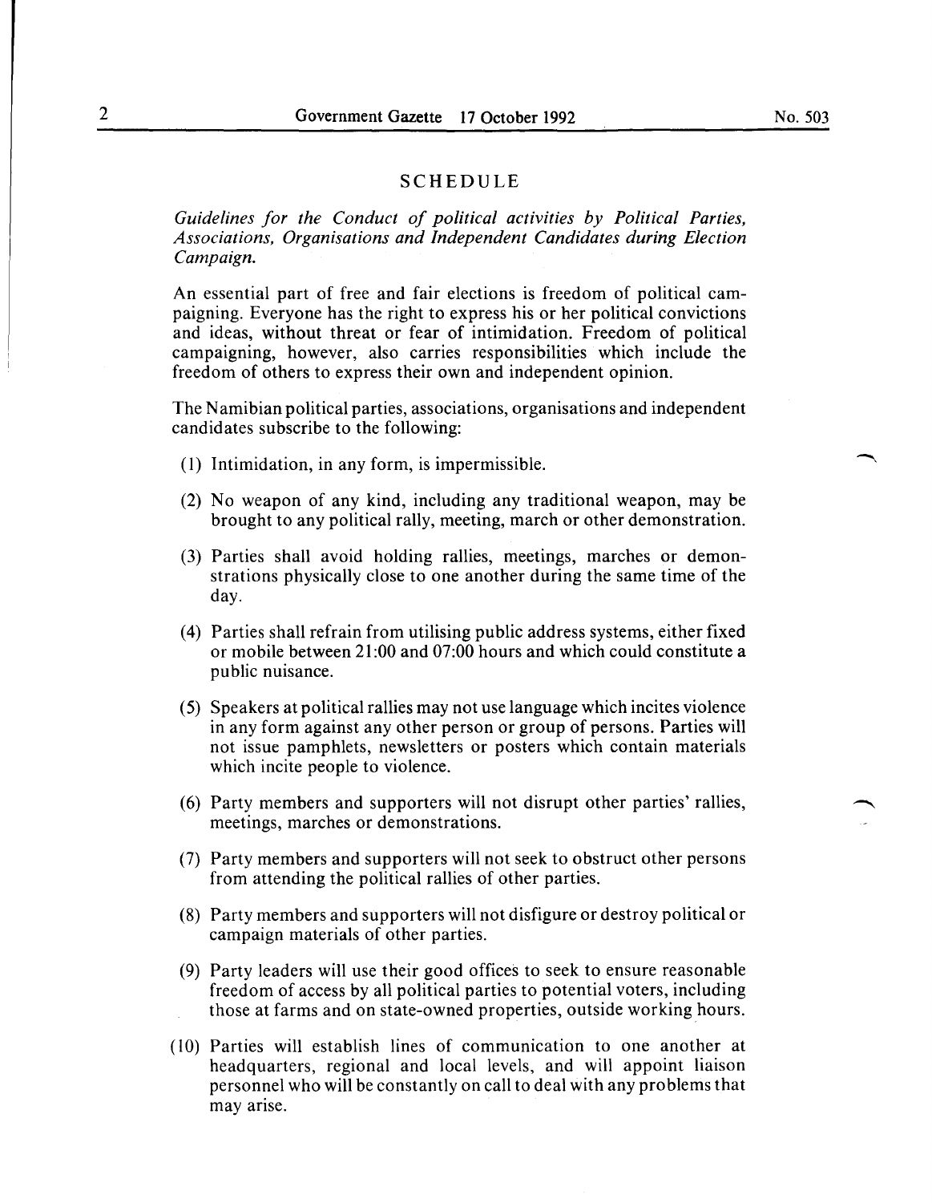## SCHEDULE

*Guidelines for the Conduct of political activities by Political Parties, Associations, Organisations and Independent Candidates during Election Campaign.*

An essential part of free and fair elections is freedom of political campaigning. Everyone has the right to express his or her political convictions and ideas, without threat or fear of intimidation. Freedom of political campaigning, however, also carries responsibilities which include the freedom of others to express their own and independent opinion.

The Namibian political parties, associations, organisations and independent candidates subscribe to the following:

(1) Intimidation, in any form, is impermissible.

(2) No weapon of any kind, including any traditional weapon, may be brought to any political rally, meeting, march or other demonstration.

(3) Parties shall avoid holding rallies, meetings, marches or demonstrations physically close to one another during the same time of the day.

(4) Parties shall refrain from utilising public address systems, either fixed or mobile between 21:00 and 07:00 hours and which could constitute a public nuisance.

(5) Speakers at political rallies may not use language which incites violence in any form against any other person or group of persons. Parties will not issue pamphlets, newsletters or posters which contain materials which incite people to violence.

(6) Party members and supporters will not disrupt other parties' rallies, meetings, marches or demonstrations.

(7) Party members and supporters will not seek to obstruct other persons from attending the political rallies of other parties.

(8) Party members and supporters will not disfigure or destroy political or campaign materials of other parties.

(9) Party leaders will use their good offices to seek to ensure reasonable freedom of access by all political parties to potential voters, including those at farms and on state-owned properties, outside working hours.

(10) Parties will establish lines of communication to one another at headquarters, regional and local levels, and will appoint liaison personnel who will be constantly on call to deal with any problems that may arise.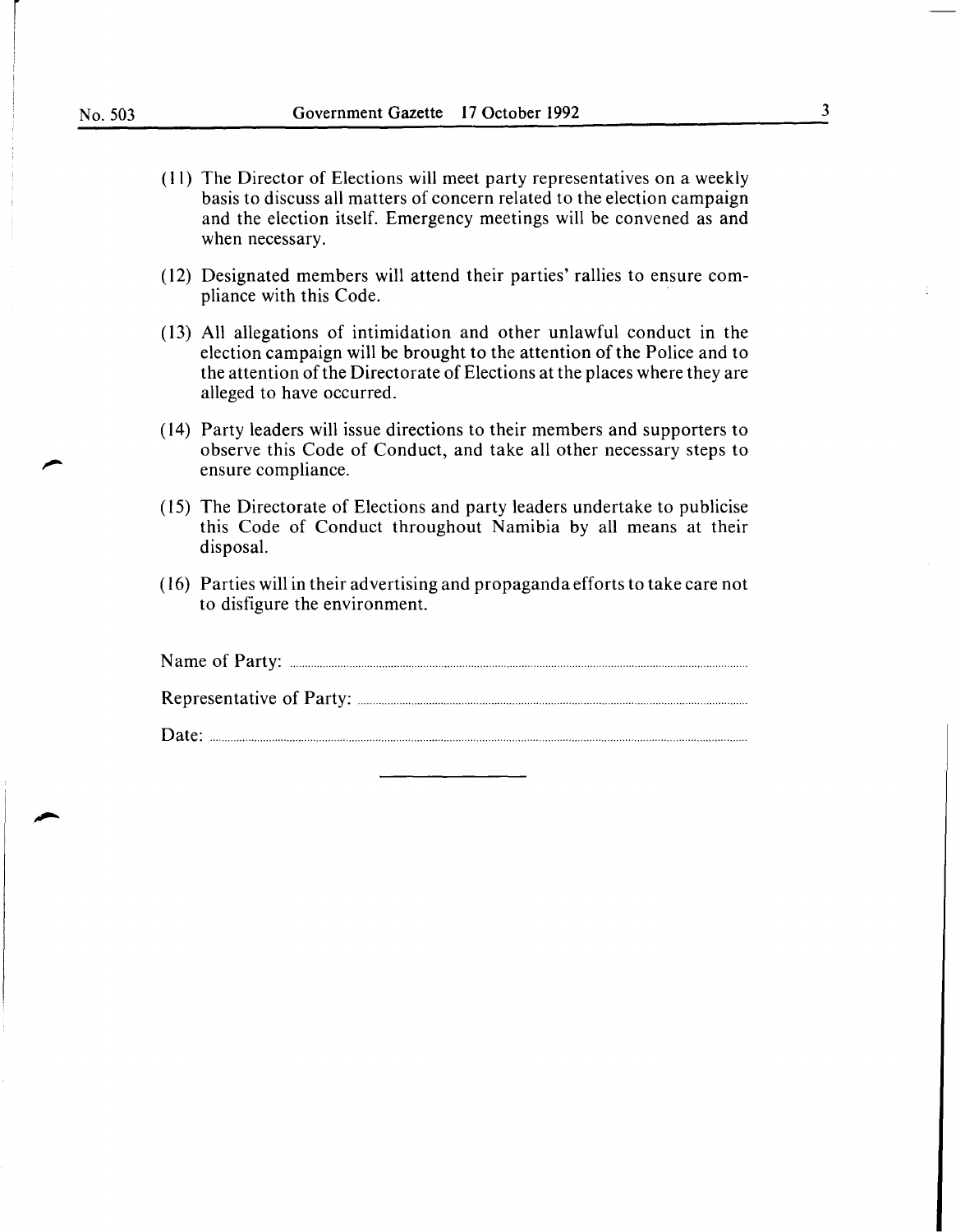(11) The Director of Elections will meet party representatives on a weekly basis to discuss all matters of concern related to the election campaign and the election itself. Emergency meetings will be convened as and when necessary.

(12) Designated members will attend their parties' rallies to ensure compliance with this Code.

(13) All allegations of intimidation and other unlawful conduct in the election campaign will be brought to the attention of the Police and to the attention of the Directorate of Elections at the places where they are alleged to have occurred.

(14) Party leaders will issue directions to their members and supporters to observe this Code of Conduct, and take all other necessary steps to ensure compliance.

(15) The Directorate of Elections and party leaders undertake to publicise this Code of Conduct throughout Namibia by all means at their disposal.

(16) Parties will in their advertising and propaganda efforts to take care not to disfigure the environment.

Name of Party: ..........................................................................................

Representative of Party: ..........................................................................

Date: .......................................................................................................